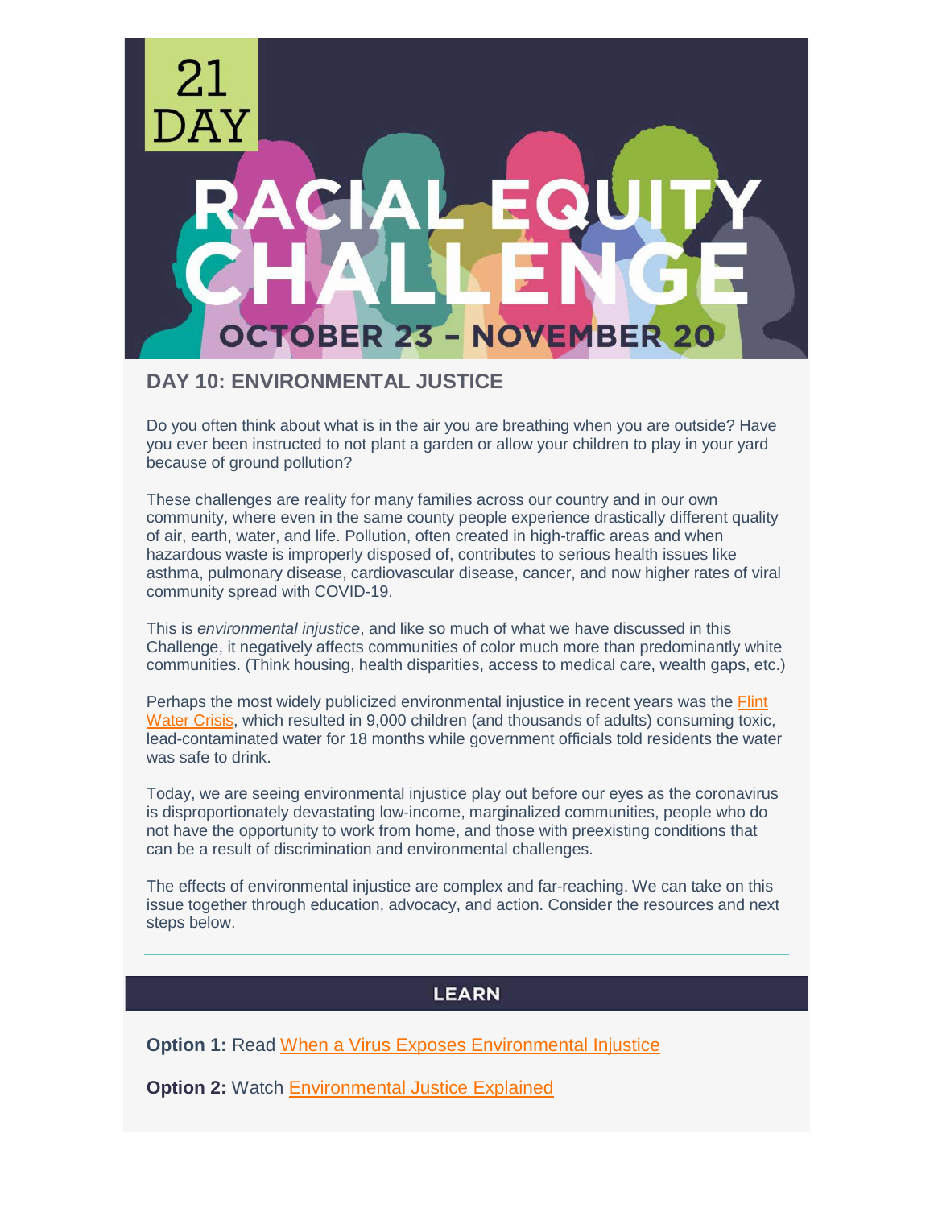# 21 DAY RACIAL EQUITY CHALLENGE

OCTOBER 23 – NOVEMBER 20

## DAY 10: ENVIRONMENTAL JUSTICE

Do you often think about what is in the air you are breathing when you are outside? Have you ever been instructed to not plant a garden or allow your children to play in your yard because of ground pollution?

These challenges are reality for many families across our country and in our own community, where even in the same county people experience drastically different quality of air, earth, water, and life. Pollution, often created in high-traffic areas and when hazardous waste is improperly disposed of, contributes to serious health issues like asthma, pulmonary disease, cardiovascular disease, cancer, and now higher rates of viral community spread with COVID-19.

This is *environmental injustice*, and like so much of what we have discussed in this Challenge, it negatively affects communities of color much more than predominantly white communities. (Think housing, health disparities, access to medical care, wealth gaps, etc.)

Perhaps the most widely publicized environmental injustice in recent years was the Flint Water Crisis, which resulted in 9,000 children (and thousands of adults) consuming toxic, lead-contaminated water for 18 months while government officials told residents the water was safe to drink.

Today, we are seeing environmental injustice play out before our eyes as the coronavirus is disproportionately devastating low-income, marginalized communities, people who do not have the opportunity to work from home, and those with preexisting conditions that can be a result of discrimination and environmental challenges.

The effects of environmental injustice are complex and far-reaching. We can take on this issue together through education, advocacy, and action. Consider the resources and next steps below.

---

## LEARN

**Option 1:** Read When a Virus Exposes Environmental Injustice

**Option 2:** Watch Environmental Justice Explained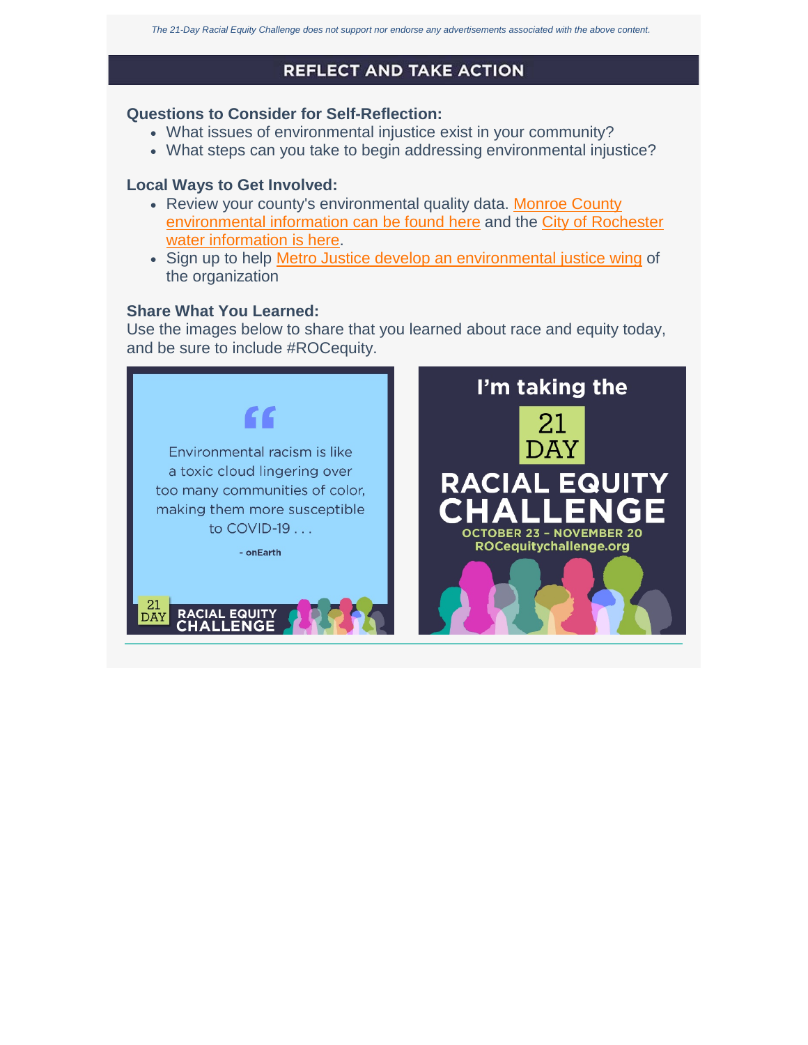*The 21-Day Racial Equity Challenge does not support nor endorse any advertisements associated with the above content.*

## REFLECT AND TAKE ACTION

### Questions to Consider for Self-Reflection:

- What issues of environmental injustice exist in your community?
- What steps can you take to begin addressing environmental injustice?

### Local Ways to Get Involved:

- Review your county's environmental quality data. Monroe County environmental information can be found here and the City of Rochester water information is here.
- Sign up to help Metro Justice develop an environmental justice wing of the organization

### Share What You Learned:

Use the images below to share that you learned about race and equity today, and be sure to include #ROCequity.

"Environmental racism is like a toxic cloud lingering over too many communities of color, making them more susceptible to COVID-19 . . .

- onEarth

21 DAY RACIAL EQUITY CHALLENGE

I'm taking the 21 DAY RACIAL EQUITY CHALLENGE

OCTOBER 23 – NOVEMBER 20

ROCequitychallenge.org